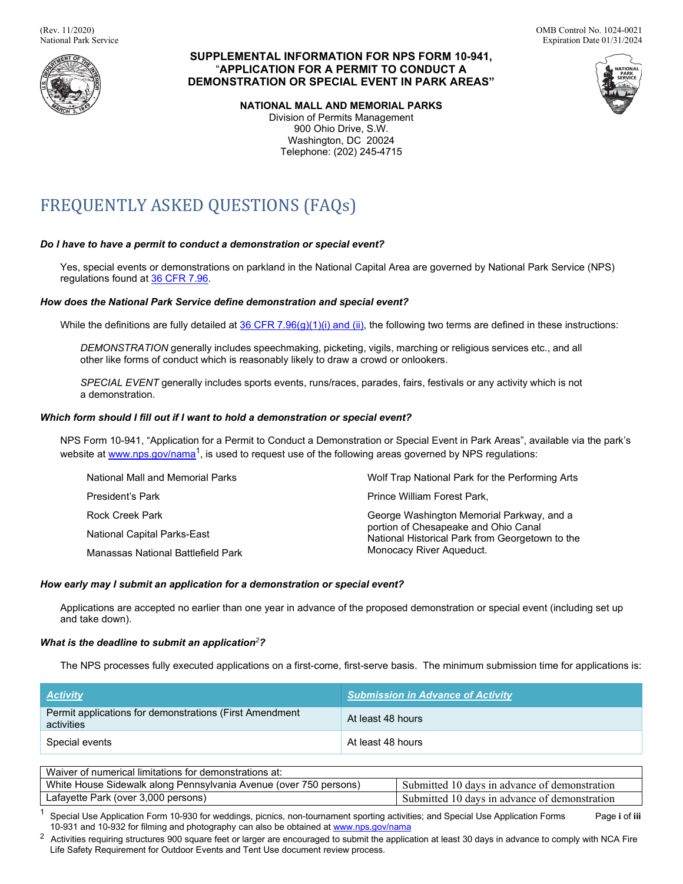(Rev. 11/2020)
National Park Service

OMB Control No. 1024-0021
Expiration Date 01/31/2024

**SUPPLEMENTAL INFORMATION FOR NPS FORM 10-941, "APPLICATION FOR A PERMIT TO CONDUCT A DEMONSTRATION OR SPECIAL EVENT IN PARK AREAS"**

**NATIONAL MALL AND MEMORIAL PARKS**
Division of Permits Management
900 Ohio Drive, S.W.
Washington, DC 20024
Telephone: (202) 245-4715

# FREQUENTLY ASKED QUESTIONS (FAQs)

***Do I have to have a permit to conduct a demonstration or special event?***

Yes, special events or demonstrations on parkland in the National Capital Area are governed by National Park Service (NPS) regulations found at 36 CFR 7.96.

***How does the National Park Service define demonstration and special event?***

While the definitions are fully detailed at 36 CFR 7.96(g)(1)(i) and (ii), the following two terms are defined in these instructions:

*DEMONSTRATION* generally includes speechmaking, picketing, vigils, marching or religious services etc., and all other like forms of conduct which is reasonably likely to draw a crowd or onlookers.

*SPECIAL EVENT* generally includes sports events, runs/races, parades, fairs, festivals or any activity which is not a demonstration.

***Which form should I fill out if I want to hold a demonstration or special event?***

NPS Form 10-941, "Application for a Permit to Conduct a Demonstration or Special Event in Park Areas", available via the park's website at www.nps.gov/nama[1], is used to request use of the following areas governed by NPS regulations:

- National Mall and Memorial Parks
- President's Park
- Rock Creek Park
- National Capital Parks-East
- Manassas National Battlefield Park
- Wolf Trap National Park for the Performing Arts
- Prince William Forest Park,
- George Washington Memorial Parkway, and a portion of Chesapeake and Ohio Canal National Historical Park from Georgetown to the Monocacy River Aqueduct.

***How early may I submit an application for a demonstration or special event?***

Applications are accepted no earlier than one year in advance of the proposed demonstration or special event (including set up and take down).

***What is the deadline to submit an application[2]?***

The NPS processes fully executed applications on a first-come, first-serve basis. The minimum submission time for applications is:

| ***Activity*** | ***Submission in Advance of Activity*** |
|---|---|
| Permit applications for demonstrations (First Amendment activities | At least 48 hours |
| Special events | At least 48 hours |

| Waiver of numerical limitations for demonstrations at: | |
|---|---|
| White House Sidewalk along Pennsylvania Avenue (over 750 persons) | Submitted 10 days in advance of demonstration |
| Lafayette Park (over 3,000 persons) | Submitted 10 days in advance of demonstration |

[1] Special Use Application Form 10-930 for weddings, picnics, non-tournament sporting activities; and Special Use Application Forms 10-931 and 10-932 for filming and photography can also be obtained at www.nps.gov/nama

[2] Activities requiring structures 900 square feet or larger are encouraged to submit the application at least 30 days in advance to comply with NCA Fire Life Safety Requirement for Outdoor Events and Tent Use document review process.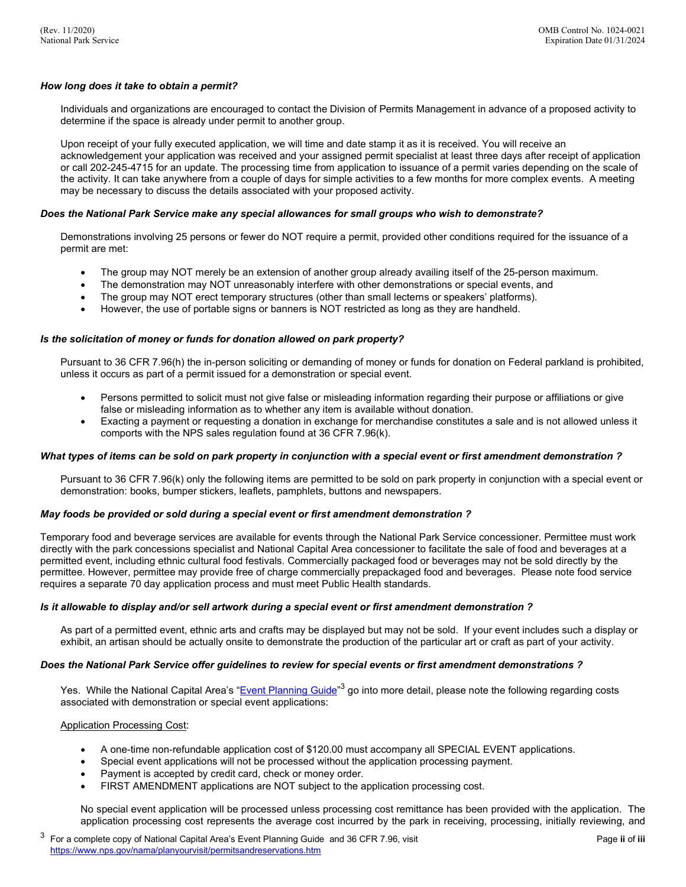***How long does it take to obtain a permit?***

Individuals and organizations are encouraged to contact the Division of Permits Management in advance of a proposed activity to determine if the space is already under permit to another group.

Upon receipt of your fully executed application, we will time and date stamp it as it is received. You will receive an acknowledgement your application was received and your assigned permit specialist at least three days after receipt of application or call 202-245-4715 for an update. The processing time from application to issuance of a permit varies depending on the scale of the activity. It can take anywhere from a couple of days for simple activities to a few months for more complex events. A meeting may be necessary to discuss the details associated with your proposed activity.

***Does the National Park Service make any special allowances for small groups who wish to demonstrate?***

Demonstrations involving 25 persons or fewer do NOT require a permit, provided other conditions required for the issuance of a permit are met:

- The group may NOT merely be an extension of another group already availing itself of the 25-person maximum.
- The demonstration may NOT unreasonably interfere with other demonstrations or special events, and
- The group may NOT erect temporary structures (other than small lecterns or speakers' platforms).
- However, the use of portable signs or banners is NOT restricted as long as they are handheld.

***Is the solicitation of money or funds for donation allowed on park property?***

Pursuant to 36 CFR 7.96(h) the in-person soliciting or demanding of money or funds for donation on Federal parkland is prohibited, unless it occurs as part of a permit issued for a demonstration or special event.

- Persons permitted to solicit must not give false or misleading information regarding their purpose or affiliations or give false or misleading information as to whether any item is available without donation.
- Exacting a payment or requesting a donation in exchange for merchandise constitutes a sale and is not allowed unless it comports with the NPS sales regulation found at 36 CFR 7.96(k).

***What types of items can be sold on park property in conjunction with a special event or first amendment demonstration ?***

Pursuant to 36 CFR 7.96(k) only the following items are permitted to be sold on park property in conjunction with a special event or demonstration: books, bumper stickers, leaflets, pamphlets, buttons and newspapers.

***May foods be provided or sold during a special event or first amendment demonstration ?***

Temporary food and beverage services are available for events through the National Park Service concessioner. Permittee must work directly with the park concessions specialist and National Capital Area concessioner to facilitate the sale of food and beverages at a permitted event, including ethnic cultural food festivals. Commercially packaged food or beverages may not be sold directly by the permittee. However, permittee may provide free of charge commercially prepackaged food and beverages. Please note food service requires a separate 70 day application process and must meet Public Health standards.

***Is it allowable to display and/or sell artwork during a special event or first amendment demonstration ?***

As part of a permitted event, ethnic arts and crafts may be displayed but may not be sold. If your event includes such a display or exhibit, an artisan should be actually onsite to demonstrate the production of the particular art or craft as part of your activity.

***Does the National Park Service offer guidelines to review for special events or first amendment demonstrations ?***

Yes. While the National Capital Area's "Event Planning Guide"[3] go into more detail, please note the following regarding costs associated with demonstration or special event applications:

Application Processing Cost:

- A one-time non-refundable application cost of $120.00 must accompany all SPECIAL EVENT applications.
- Special event applications will not be processed without the application processing payment.
- Payment is accepted by credit card, check or money order.
- FIRST AMENDMENT applications are NOT subject to the application processing cost.

No special event application will be processed unless processing cost remittance has been provided with the application. The application processing cost represents the average cost incurred by the park in receiving, processing, initially reviewing, and

[3] For a complete copy of National Capital Area's Event Planning Guide and 36 CFR 7.96, visit https://www.nps.gov/nama/planyourvisit/permitsandreservations.htm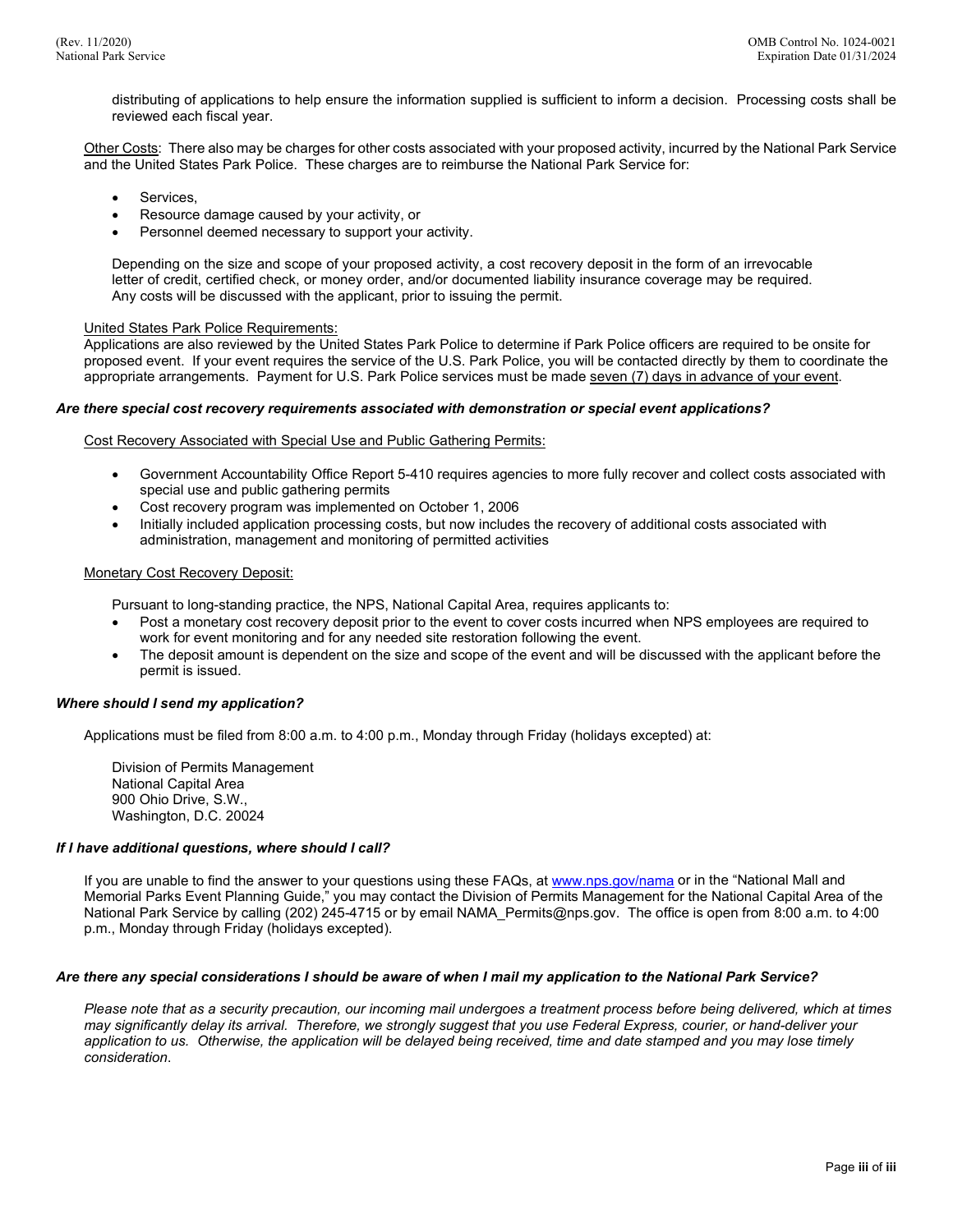distributing of applications to help ensure the information supplied is sufficient to inform a decision. Processing costs shall be reviewed each fiscal year.

Other Costs: There also may be charges for other costs associated with your proposed activity, incurred by the National Park Service and the United States Park Police. These charges are to reimburse the National Park Service for:

- Services,
- Resource damage caused by your activity, or
- Personnel deemed necessary to support your activity.

Depending on the size and scope of your proposed activity, a cost recovery deposit in the form of an irrevocable letter of credit, certified check, or money order, and/or documented liability insurance coverage may be required. Any costs will be discussed with the applicant, prior to issuing the permit.

United States Park Police Requirements:
Applications are also reviewed by the United States Park Police to determine if Park Police officers are required to be onsite for proposed event. If your event requires the service of the U.S. Park Police, you will be contacted directly by them to coordinate the appropriate arrangements. Payment for U.S. Park Police services must be made seven (7) days in advance of your event.

***Are there special cost recovery requirements associated with demonstration or special event applications?***

Cost Recovery Associated with Special Use and Public Gathering Permits:

- Government Accountability Office Report 5-410 requires agencies to more fully recover and collect costs associated with special use and public gathering permits
- Cost recovery program was implemented on October 1, 2006
- Initially included application processing costs, but now includes the recovery of additional costs associated with administration, management and monitoring of permitted activities

Monetary Cost Recovery Deposit:

Pursuant to long-standing practice, the NPS, National Capital Area, requires applicants to:

- Post a monetary cost recovery deposit prior to the event to cover costs incurred when NPS employees are required to work for event monitoring and for any needed site restoration following the event.
- The deposit amount is dependent on the size and scope of the event and will be discussed with the applicant before the permit is issued.

***Where should I send my application?***

Applications must be filed from 8:00 a.m. to 4:00 p.m., Monday through Friday (holidays excepted) at:

Division of Permits Management
National Capital Area
900 Ohio Drive, S.W.,
Washington, D.C. 20024

***If I have additional questions, where should I call?***

If you are unable to find the answer to your questions using these FAQs, at www.nps.gov/nama or in the "National Mall and Memorial Parks Event Planning Guide," you may contact the Division of Permits Management for the National Capital Area of the National Park Service by calling (202) 245-4715 or by email NAMA_Permits@nps.gov. The office is open from 8:00 a.m. to 4:00 p.m., Monday through Friday (holidays excepted).

***Are there any special considerations I should be aware of when I mail my application to the National Park Service?***

*Please note that as a security precaution, our incoming mail undergoes a treatment process before being delivered, which at times may significantly delay its arrival. Therefore, we strongly suggest that you use Federal Express, courier, or hand-deliver your application to us. Otherwise, the application will be delayed being received, time and date stamped and you may lose timely consideration.*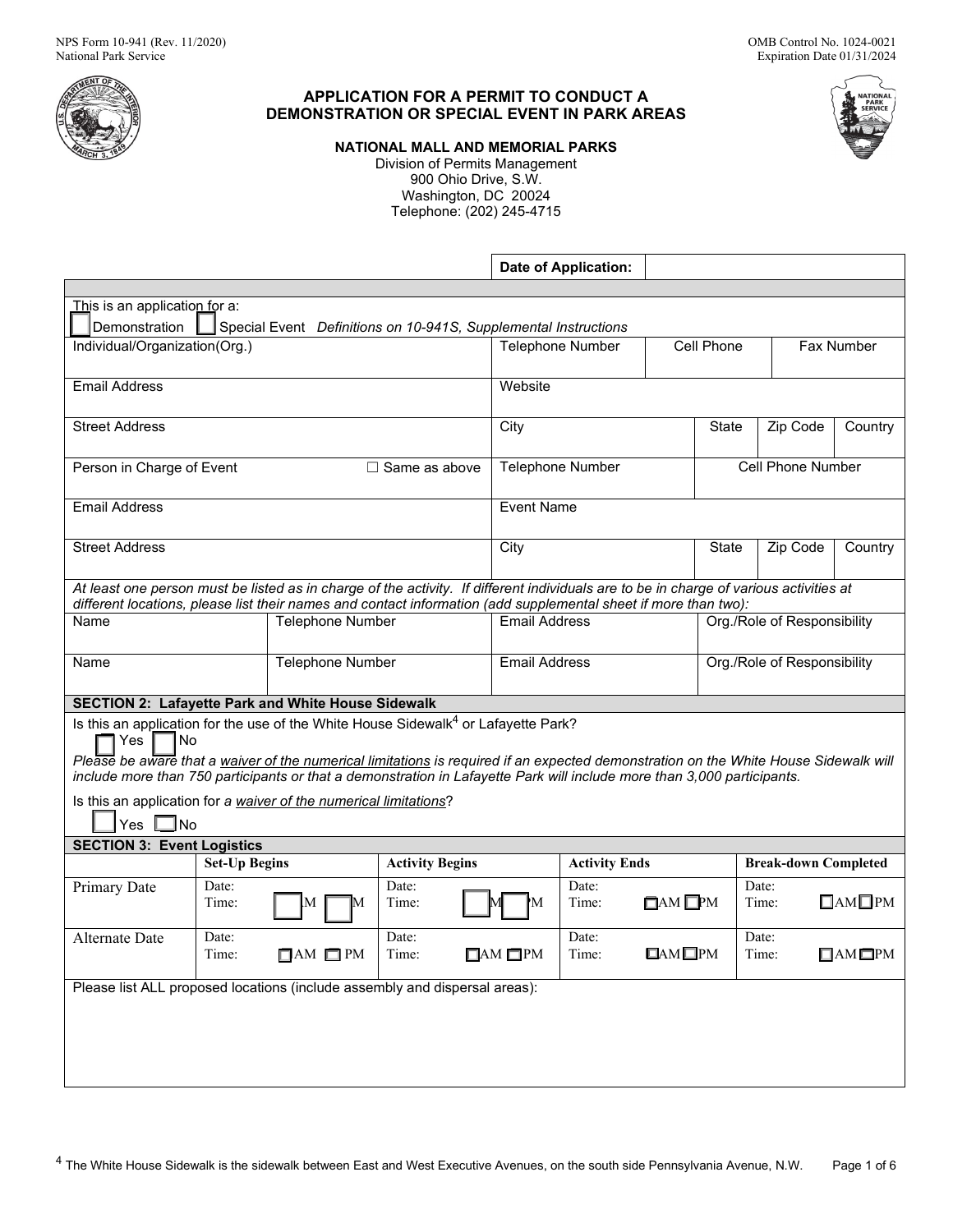NPS Form 10-941 (Rev. 11/2020)
National Park Service

OMB Control No. 1024-0021
Expiration Date 01/31/2024

# APPLICATION FOR A PERMIT TO CONDUCT A DEMONSTRATION OR SPECIAL EVENT IN PARK AREAS

## NATIONAL MALL AND MEMORIAL PARKS

Division of Permits Management
900 Ohio Drive, S.W.
Washington, DC 20024
Telephone: (202) 245-4715

| | **Date of Application:** | |
|---|---|---|

This is an application for a:
☐ Demonstration ☐ Special Event *Definitions on 10-941S, Supplemental Instructions*

| Individual/Organization(Org.) | Telephone Number | Cell Phone | Fax Number |
|---|---|---|---|
| Email Address | Website | | |
| Street Address | City | State | Zip Code | Country |
| Person in Charge of Event ☐ Same as above | Telephone Number | Cell Phone Number | |
| Email Address | Event Name | | |
| Street Address | City | State | Zip Code | Country |

*At least one person must be listed as in charge of the activity. If different individuals are to be in charge of various activities at different locations, please list their names and contact information (add supplemental sheet if more than two):*

| Name | Telephone Number | Email Address | Org./Role of Responsibility |
|---|---|---|---|
| Name | Telephone Number | Email Address | Org./Role of Responsibility |

### SECTION 2: Lafayette Park and White House Sidewalk

Is this an application for the use of the White House Sidewalk[4] or Lafayette Park?
☐ Yes ☐ No

*Please be aware that a waiver of the numerical limitations is required if an expected demonstration on the White House Sidewalk will include more than 750 participants or that a demonstration in Lafayette Park will include more than 3,000 participants.*

Is this an application for *a waiver of the numerical limitations*?
☐ Yes ☐ No

### SECTION 3: Event Logistics

| | Set-Up Begins | Activity Begins | Activity Ends | Break-down Completed |
|---|---|---|---|---|
| Primary Date | Date:<br>Time: ☐AM ☐PM | Date:<br>Time: ☐AM ☐PM | Date:<br>Time: ☐AM ☐PM | Date:<br>Time: ☐AM ☐PM |
| Alternate Date | Date:<br>Time: ☐AM ☐PM | Date:<br>Time: ☐AM ☐PM | Date:<br>Time: ☐AM ☐PM | Date:<br>Time: ☐AM ☐PM |

Please list ALL proposed locations (include assembly and dispersal areas):

[4] The White House Sidewalk is the sidewalk between East and West Executive Avenues, on the south side Pennsylvania Avenue, N.W.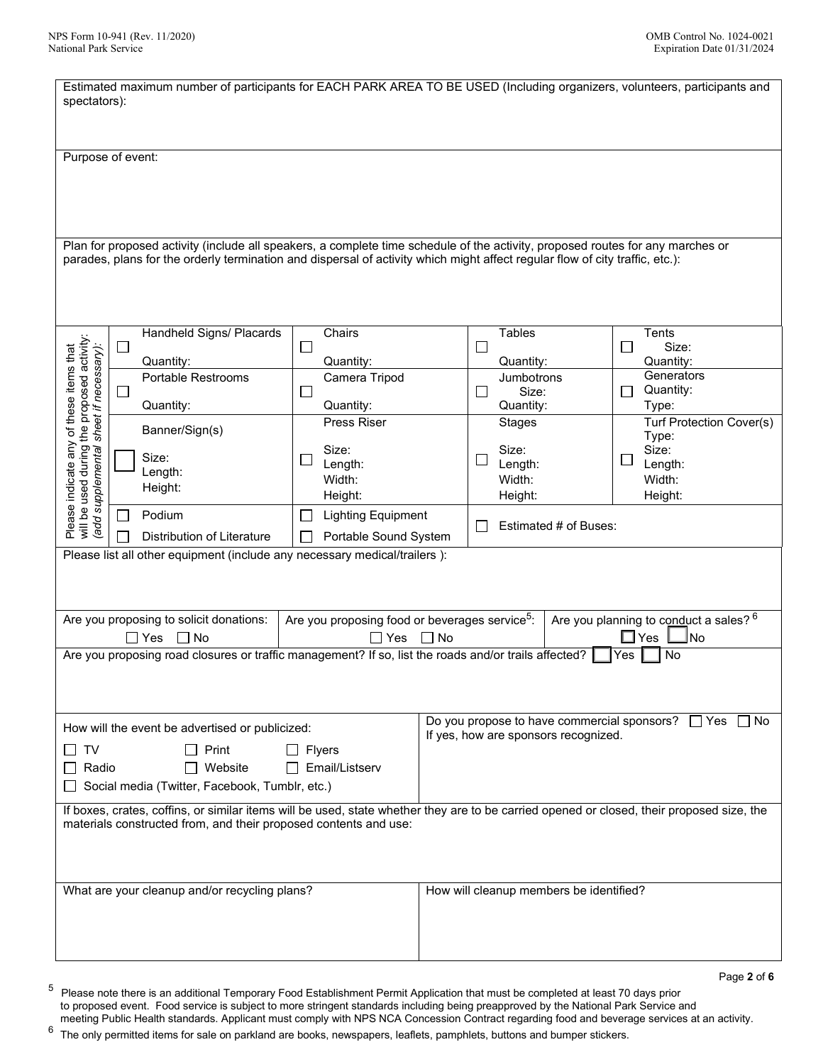Estimated maximum number of participants for EACH PARK AREA TO BE USED (Including organizers, volunteers, participants and spectators):

Purpose of event:

Plan for proposed activity (include all speakers, a complete time schedule of the activity, proposed routes for any marches or parades, plans for the orderly termination and dispersal of activity which might affect regular flow of city traffic, etc.):

Please indicate any of these items that will be used during the proposed activity: *(add supplemental sheet if necessary)*:

| | | | |
|---|---|---|---|
| ☐ Handheld Signs/ Placards<br>Quantity: | ☐ Chairs<br>Quantity: | ☐ Tables<br>Quantity: | ☐ Tents<br>Size:<br>Quantity: |
| ☐ Portable Restrooms<br>Quantity: | ☐ Camera Tripod<br>Quantity: | ☐ Jumbotrons<br>Size:<br>Quantity: | ☐ Generators<br>Quantity:<br>Type: |
| ☐ Banner/Sign(s)<br>Size:<br>Length:<br>Height: | ☐ Press Riser<br>Size:<br>Length:<br>Width:<br>Height: | ☐ Stages<br>Size:<br>Length:<br>Width:<br>Height: | ☐ Turf Protection Cover(s)<br>Type:<br>Size:<br>Length:<br>Width:<br>Height: |
| ☐ Podium<br>☐ Distribution of Literature | ☐ Lighting Equipment<br>☐ Portable Sound System | ☐ Estimated # of Buses: | |

Please list all other equipment (include any necessary medical/trailers ):

| | | |
|---|---|---|
| Are you proposing to solicit donations:<br>☐ Yes ☐ No | Are you proposing food or beverages service[5]:<br>☐ Yes ☐ No | Are you planning to conduct a sales? [6]<br>☐ Yes ☐ No |

Are you proposing road closures or traffic management? If so, list the roads and/or trails affected? ☐ Yes ☐ No

How will the event be advertised or publicized:

☐ TV ☐ Print ☐ Flyers
☐ Radio ☐ Website ☐ Email/Listserv
☐ Social media (Twitter, Facebook, Tumblr, etc.)

Do you propose to have commercial sponsors? ☐ Yes ☐ No
If yes, how are sponsors recognized.

If boxes, crates, coffins, or similar items will be used, state whether they are to be carried opened or closed, their proposed size, the materials constructed from, and their proposed contents and use:

What are your cleanup and/or recycling plans?

How will cleanup members be identified?

[5] Please note there is an additional Temporary Food Establishment Permit Application that must be completed at least 70 days prior to proposed event. Food service is subject to more stringent standards including being preapproved by the National Park Service and meeting Public Health standards. Applicant must comply with NPS NCA Concession Contract regarding food and beverage services at an activity.

[6] The only permitted items for sale on parkland are books, newspapers, leaflets, pamphlets, buttons and bumper stickers.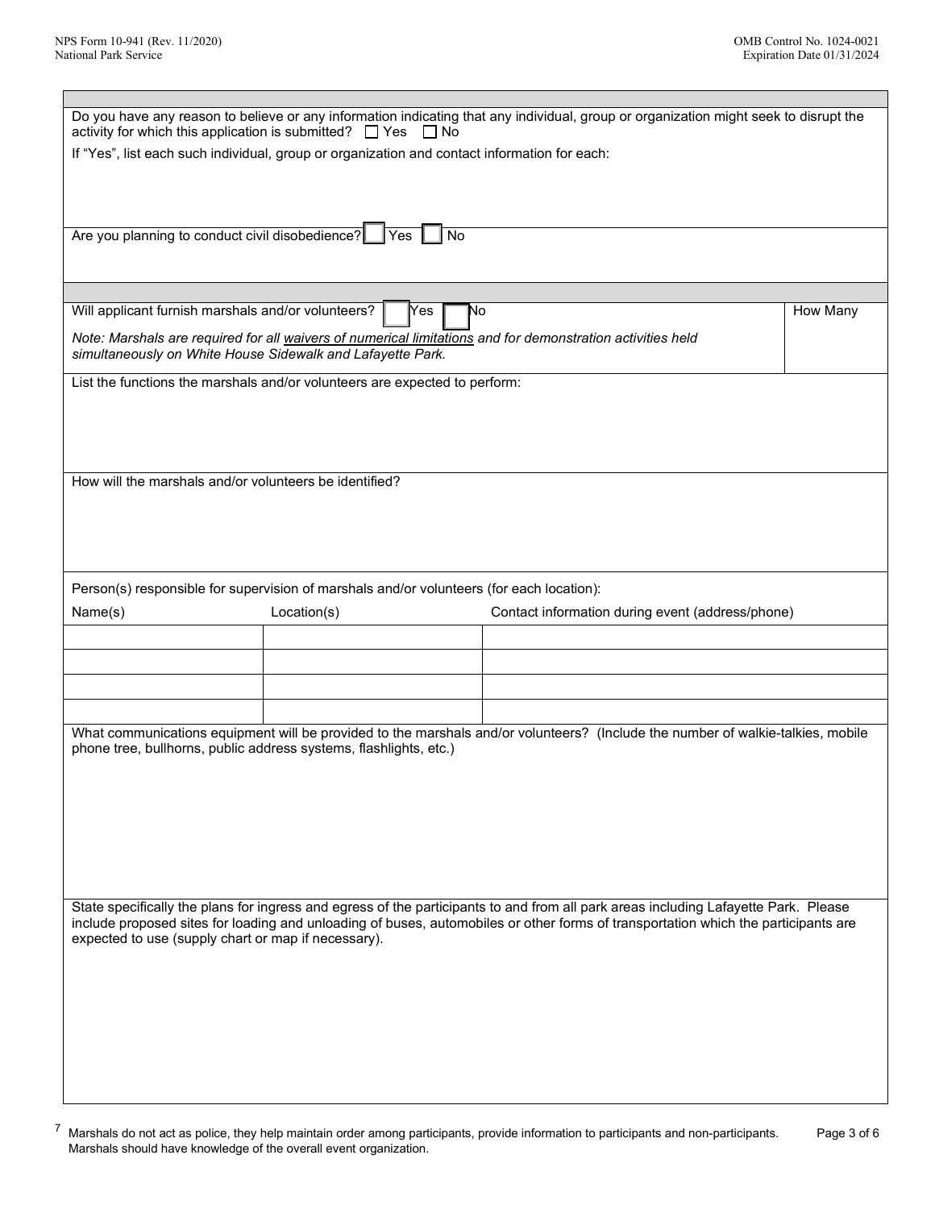Do you have any reason to believe or any information indicating that any individual, group or organization might seek to disrupt the activity for which this application is submitted? ☐ Yes ☐ No

If "Yes", list each such individual, group or organization and contact information for each:

Are you planning to conduct civil disobedience? ☐ Yes ☐ No

Will applicant furnish marshals and/or volunteers? ☐ Yes ☐ No | How Many

*Note: Marshals are required for all* *waivers of numerical limitations* *and for demonstration activities held simultaneously on White House Sidewalk and Lafayette Park.*

List the functions the marshals and/or volunteers are expected to perform:

How will the marshals and/or volunteers be identified?

Person(s) responsible for supervision of marshals and/or volunteers (for each location):

| Name(s) | Location(s) | Contact information during event (address/phone) |
| --- | --- | --- |
| | | |
| | | |
| | | |
| | | |

What communications equipment will be provided to the marshals and/or volunteers? (Include the number of walkie-talkies, mobile phone tree, bullhorns, public address systems, flashlights, etc.)

State specifically the plans for ingress and egress of the participants to and from all park areas including Lafayette Park. Please include proposed sites for loading and unloading of buses, automobiles or other forms of transportation which the participants are expected to use (supply chart or map if necessary).

[7] Marshals do not act as police, they help maintain order among participants, provide information to participants and non-participants. Marshals should have knowledge of the overall event organization.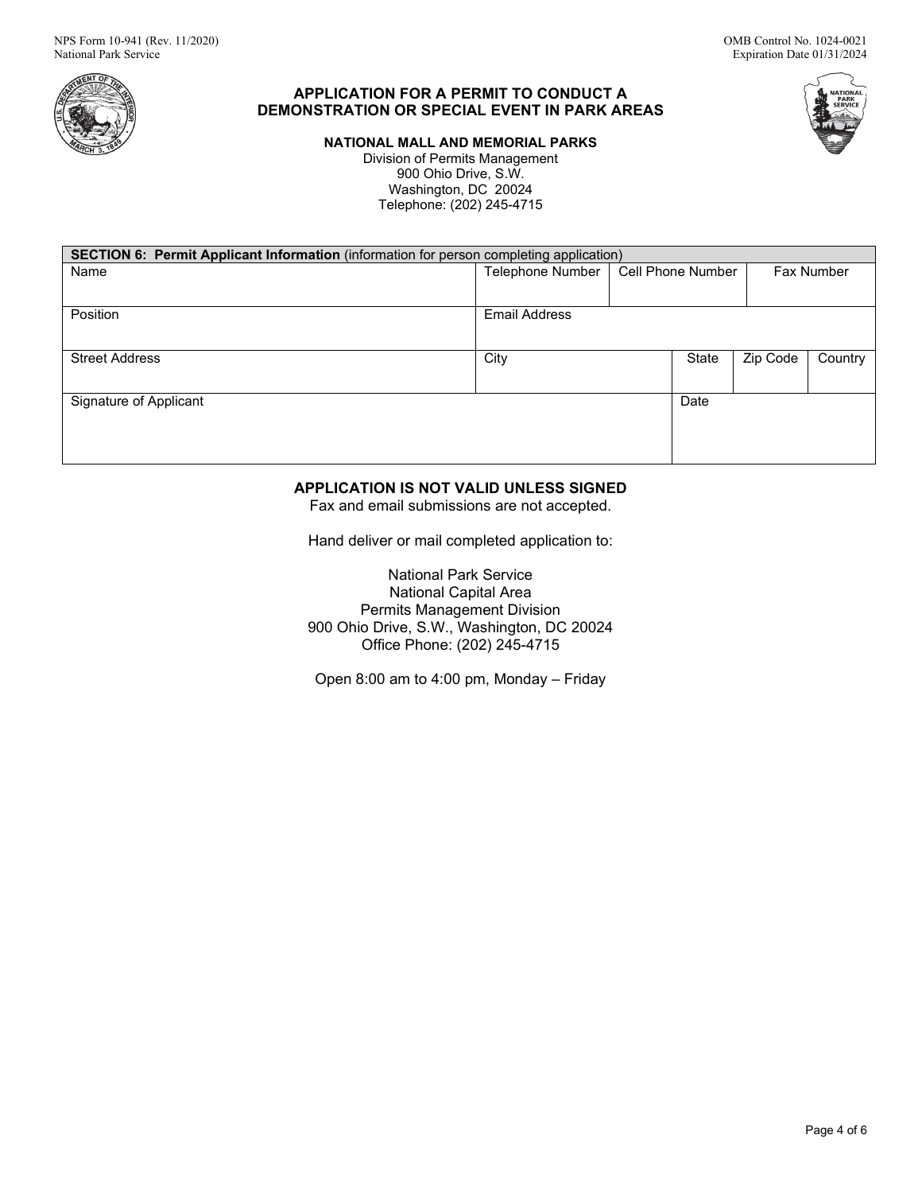NPS Form 10-941 (Rev. 11/2020)
National Park Service

OMB Control No. 1024-0021
Expiration Date 01/31/2024

## APPLICATION FOR A PERMIT TO CONDUCT A DEMONSTRATION OR SPECIAL EVENT IN PARK AREAS

**NATIONAL MALL AND MEMORIAL PARKS**
Division of Permits Management
900 Ohio Drive, S.W.
Washington, DC 20024
Telephone: (202) 245-4715

| **SECTION 6: Permit Applicant Information** (information for person completing application) | | | | | |
|---|---|---|---|---|---|
| Name | Telephone Number | Cell Phone Number | | Fax Number | |
| Position | Email Address | | | | |
| Street Address | City | | State | Zip Code | Country |
| Signature of Applicant | | | Date | | |

**APPLICATION IS NOT VALID UNLESS SIGNED**
Fax and email submissions are not accepted.

Hand deliver or mail completed application to:

National Park Service
National Capital Area
Permits Management Division
900 Ohio Drive, S.W., Washington, DC 20024
Office Phone: (202) 245-4715

Open 8:00 am to 4:00 pm, Monday – Friday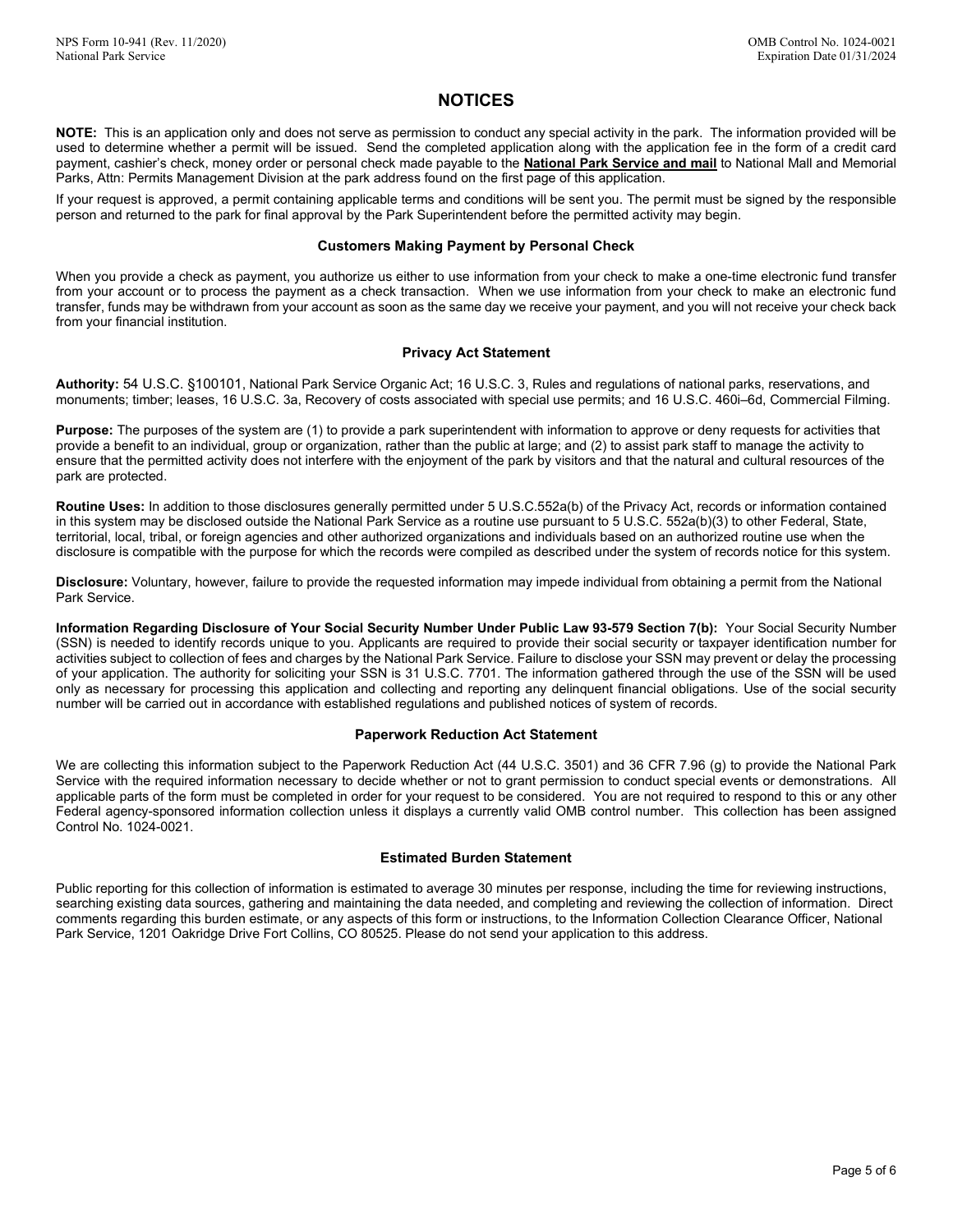# NOTICES

**NOTE:** This is an application only and does not serve as permission to conduct any special activity in the park. The information provided will be used to determine whether a permit will be issued. Send the completed application along with the application fee in the form of a credit card payment, cashier's check, money order or personal check made payable to the **National Park Service and mail** to National Mall and Memorial Parks, Attn: Permits Management Division at the park address found on the first page of this application.

If your request is approved, a permit containing applicable terms and conditions will be sent you. The permit must be signed by the responsible person and returned to the park for final approval by the Park Superintendent before the permitted activity may begin.

### Customers Making Payment by Personal Check

When you provide a check as payment, you authorize us either to use information from your check to make a one-time electronic fund transfer from your account or to process the payment as a check transaction. When we use information from your check to make an electronic fund transfer, funds may be withdrawn from your account as soon as the same day we receive your payment, and you will not receive your check back from your financial institution.

### Privacy Act Statement

**Authority:** 54 U.S.C. §100101, National Park Service Organic Act; 16 U.S.C. 3, Rules and regulations of national parks, reservations, and monuments; timber; leases, 16 U.S.C. 3a, Recovery of costs associated with special use permits; and 16 U.S.C. 460i–6d, Commercial Filming.

**Purpose:** The purposes of the system are (1) to provide a park superintendent with information to approve or deny requests for activities that provide a benefit to an individual, group or organization, rather than the public at large; and (2) to assist park staff to manage the activity to ensure that the permitted activity does not interfere with the enjoyment of the park by visitors and that the natural and cultural resources of the park are protected.

**Routine Uses:** In addition to those disclosures generally permitted under 5 U.S.C.552a(b) of the Privacy Act, records or information contained in this system may be disclosed outside the National Park Service as a routine use pursuant to 5 U.S.C. 552a(b)(3) to other Federal, State, territorial, local, tribal, or foreign agencies and other authorized organizations and individuals based on an authorized routine use when the disclosure is compatible with the purpose for which the records were compiled as described under the system of records notice for this system.

**Disclosure:** Voluntary, however, failure to provide the requested information may impede individual from obtaining a permit from the National Park Service.

**Information Regarding Disclosure of Your Social Security Number Under Public Law 93-579 Section 7(b):** Your Social Security Number (SSN) is needed to identify records unique to you. Applicants are required to provide their social security or taxpayer identification number for activities subject to collection of fees and charges by the National Park Service. Failure to disclose your SSN may prevent or delay the processing of your application. The authority for soliciting your SSN is 31 U.S.C. 7701. The information gathered through the use of the SSN will be used only as necessary for processing this application and collecting and reporting any delinquent financial obligations. Use of the social security number will be carried out in accordance with established regulations and published notices of system of records.

### Paperwork Reduction Act Statement

We are collecting this information subject to the Paperwork Reduction Act (44 U.S.C. 3501) and 36 CFR 7.96 (g) to provide the National Park Service with the required information necessary to decide whether or not to grant permission to conduct special events or demonstrations. All applicable parts of the form must be completed in order for your request to be considered. You are not required to respond to this or any other Federal agency-sponsored information collection unless it displays a currently valid OMB control number. This collection has been assigned Control No. 1024-0021.

### Estimated Burden Statement

Public reporting for this collection of information is estimated to average 30 minutes per response, including the time for reviewing instructions, searching existing data sources, gathering and maintaining the data needed, and completing and reviewing the collection of information. Direct comments regarding this burden estimate, or any aspects of this form or instructions, to the Information Collection Clearance Officer, National Park Service, 1201 Oakridge Drive Fort Collins, CO 80525. Please do not send your application to this address.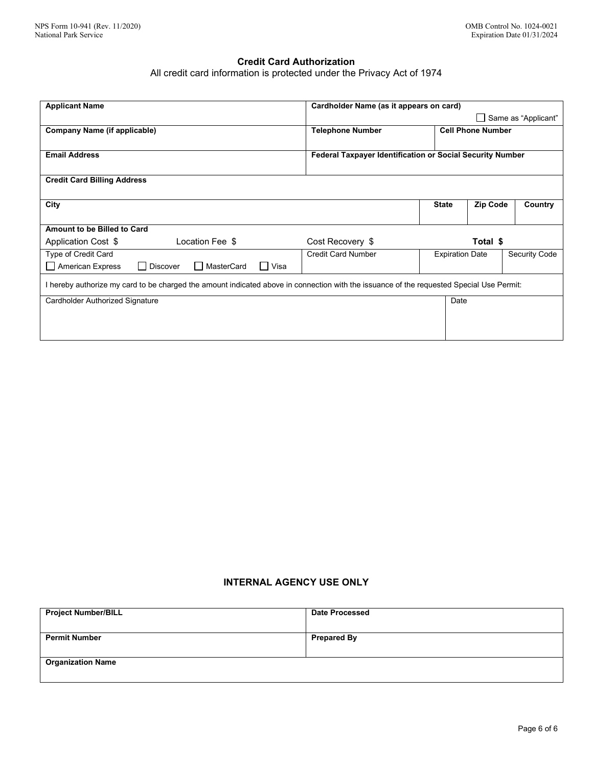## Credit Card Authorization

All credit card information is protected under the Privacy Act of 1974

| | | | | |
|---|---|---|---|---|
| **Applicant Name** | **Cardholder Name (as it appears on card)** ☐ Same as "Applicant" | | | |
| **Company Name (if applicable)** | **Telephone Number** | | **Cell Phone Number** | |
| **Email Address** | **Federal Taxpayer Identification or Social Security Number** | | | |
| **Credit Card Billing Address** | | | | |
| **City** | | **State** | **Zip Code** | **Country** |
| **Amount to be Billed to Card** Application Cost $ Location Fee $ | Cost Recovery $ | | **Total $** | |
| Type of Credit Card ☐ American Express ☐ Discover ☐ MasterCard ☐ Visa | Credit Card Number | Expiration Date | | Security Code |
| I hereby authorize my card to be charged the amount indicated above in connection with the issuance of the requested Special Use Permit: | | | | |
| Cardholder Authorized Signature | | | Date | |

### INTERNAL AGENCY USE ONLY

| | |
|---|---|
| **Project Number/BILL** | **Date Processed** |
| **Permit Number** | **Prepared By** |
| **Organization Name** | |